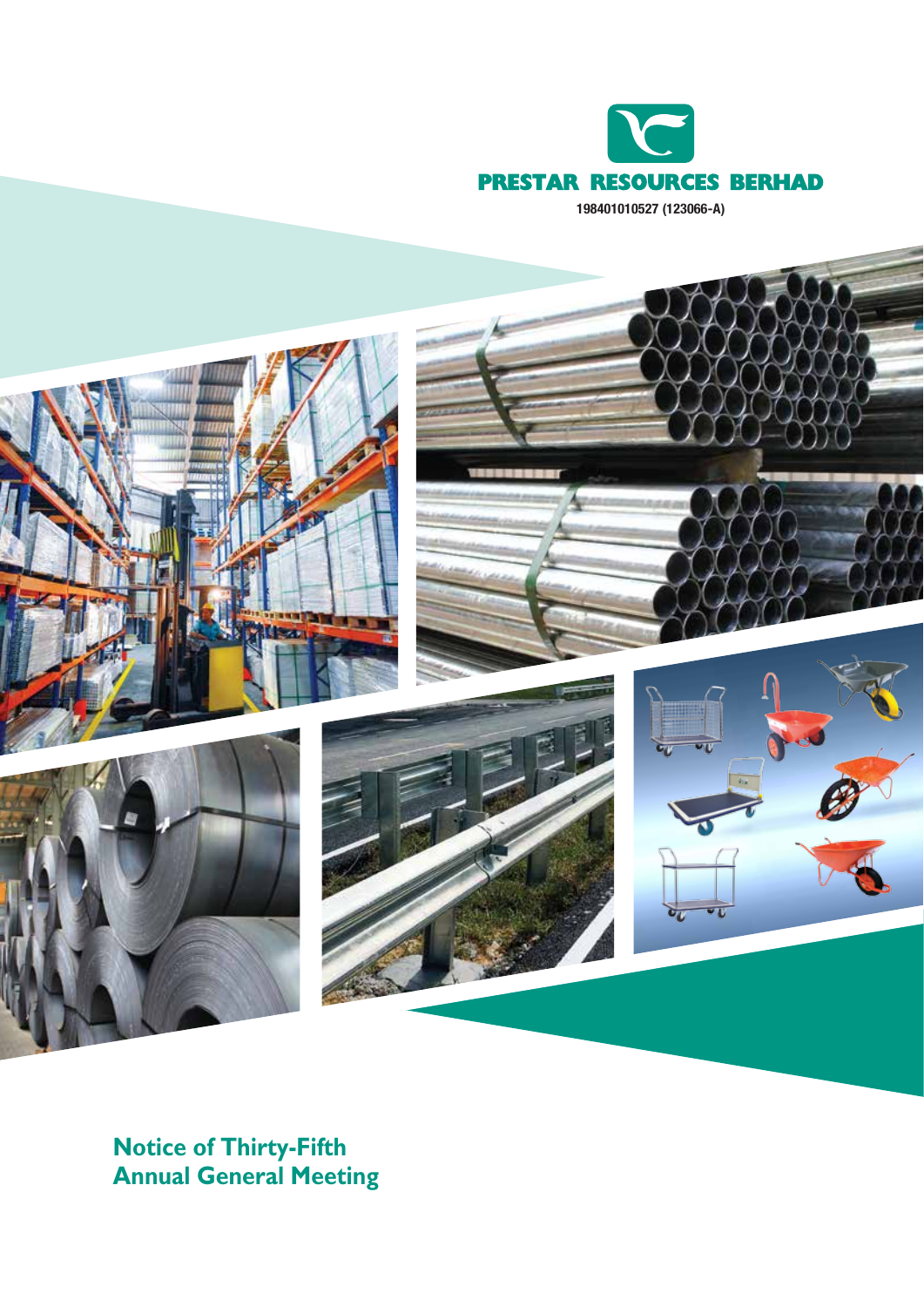# PRESTAR RESOURCES BERHAD

198401010527 (123066-A)

## Notice of Thirty-Fifth Annual General Meeting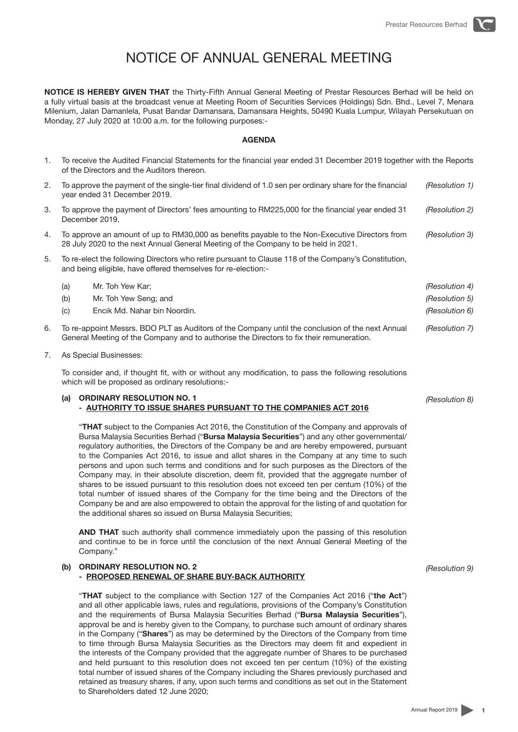# NOTICE OF ANNUAL GENERAL MEETING

**NOTICE IS HEREBY GIVEN THAT** the Thirty-Fifth Annual General Meeting of Prestar Resources Berhad will be held on a fully virtual basis at the broadcast venue at Meeting Room of Securities Services (Holdings) Sdn. Bhd., Level 7, Menara Milenium, Jalan Damanlela, Pusat Bandar Damansara, Damansara Heights, 50490 Kuala Lumpur, Wilayah Persekutuan on Monday, 27 July 2020 at 10:00 a.m. for the following purposes:-

**AGENDA**

1. To receive the Audited Financial Statements for the financial year ended 31 December 2019 together with the Reports of the Directors and the Auditors thereon.

2. To approve the payment of the single-tier final dividend of 1.0 sen per ordinary share for the financial year ended 31 December 2019. *(Resolution 1)*

3. To approve the payment of Directors' fees amounting to RM225,000 for the financial year ended 31 December 2019. *(Resolution 2)*

4. To approve an amount of up to RM30,000 as benefits payable to the Non-Executive Directors from 28 July 2020 to the next Annual General Meeting of the Company to be held in 2021. *(Resolution 3)*

5. To re-elect the following Directors who retire pursuant to Clause 118 of the Company's Constitution, and being eligible, have offered themselves for re-election:-

   (a) Mr. Toh Yew Kar; *(Resolution 4)*

   (b) Mr. Toh Yew Seng; and *(Resolution 5)*

   (c) Encik Md. Nahar bin Noordin. *(Resolution 6)*

6. To re-appoint Messrs. BDO PLT as Auditors of the Company until the conclusion of the next Annual General Meeting of the Company and to authorise the Directors to fix their remuneration. *(Resolution 7)*

7. As Special Businesses:

   To consider and, if thought fit, with or without any modification, to pass the following resolutions which will be proposed as ordinary resolutions:-

   **(a) ORDINARY RESOLUTION NO. 1**
   **- AUTHORITY TO ISSUE SHARES PURSUANT TO THE COMPANIES ACT 2016** *(Resolution 8)*

   "**THAT** subject to the Companies Act 2016, the Constitution of the Company and approvals of Bursa Malaysia Securities Berhad ("**Bursa Malaysia Securities**") and any other governmental/ regulatory authorities, the Directors of the Company be and are hereby empowered, pursuant to the Companies Act 2016, to issue and allot shares in the Company at any time to such persons and upon such terms and conditions and for such purposes as the Directors of the Company may, in their absolute discretion, deem fit, provided that the aggregate number of shares to be issued pursuant to this resolution does not exceed ten per centum (10%) of the total number of issued shares of the Company for the time being and the Directors of the Company be and are also empowered to obtain the approval for the listing of and quotation for the additional shares so issued on Bursa Malaysia Securities;

   **AND THAT** such authority shall commence immediately upon the passing of this resolution and continue to be in force until the conclusion of the next Annual General Meeting of the Company."

   **(b) ORDINARY RESOLUTION NO. 2**
   **- PROPOSED RENEWAL OF SHARE BUY-BACK AUTHORITY** *(Resolution 9)*

   "**THAT** subject to the compliance with Section 127 of the Companies Act 2016 ("**the Act**") and all other applicable laws, rules and regulations, provisions of the Company's Constitution and the requirements of Bursa Malaysia Securities Berhad ("**Bursa Malaysia Securities**"), approval be and is hereby given to the Company, to purchase such amount of ordinary shares in the Company ("**Shares**") as may be determined by the Directors of the Company from time to time through Bursa Malaysia Securities as the Directors may deem fit and expedient in the interests of the Company provided that the aggregate number of Shares to be purchased and held pursuant to this resolution does not exceed ten per centum (10%) of the existing total number of issued shares of the Company including the Shares previously purchased and retained as treasury shares, if any, upon such terms and conditions as set out in the Statement to Shareholders dated 12 June 2020;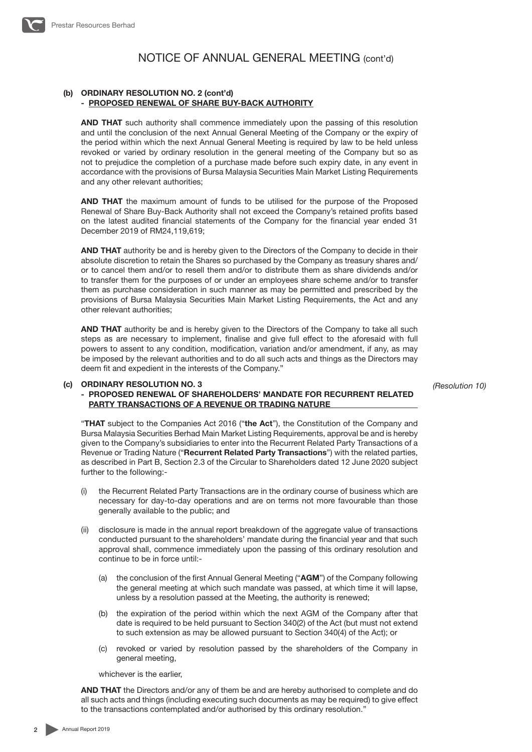# NOTICE OF ANNUAL GENERAL MEETING (cont'd)

**(b) ORDINARY RESOLUTION NO. 2 (cont'd)**
**- PROPOSED RENEWAL OF SHARE BUY-BACK AUTHORITY**

**AND THAT** such authority shall commence immediately upon the passing of this resolution and until the conclusion of the next Annual General Meeting of the Company or the expiry of the period within which the next Annual General Meeting is required by law to be held unless revoked or varied by ordinary resolution in the general meeting of the Company but so as not to prejudice the completion of a purchase made before such expiry date, in any event in accordance with the provisions of Bursa Malaysia Securities Main Market Listing Requirements and any other relevant authorities;

**AND THAT** the maximum amount of funds to be utilised for the purpose of the Proposed Renewal of Share Buy-Back Authority shall not exceed the Company's retained profits based on the latest audited financial statements of the Company for the financial year ended 31 December 2019 of RM24,119,619;

**AND THAT** authority be and is hereby given to the Directors of the Company to decide in their absolute discretion to retain the Shares so purchased by the Company as treasury shares and/or to cancel them and/or to resell them and/or to distribute them as share dividends and/or to transfer them for the purposes of or under an employees share scheme and/or to transfer them as purchase consideration in such manner as may be permitted and prescribed by the provisions of Bursa Malaysia Securities Main Market Listing Requirements, the Act and any other relevant authorities;

**AND THAT** authority be and is hereby given to the Directors of the Company to take all such steps as are necessary to implement, finalise and give full effect to the aforesaid with full powers to assent to any condition, modification, variation and/or amendment, if any, as may be imposed by the relevant authorities and to do all such acts and things as the Directors may deem fit and expedient in the interests of the Company."

**(c) ORDINARY RESOLUTION NO. 3**
**- PROPOSED RENEWAL OF SHAREHOLDERS' MANDATE FOR RECURRENT RELATED PARTY TRANSACTIONS OF A REVENUE OR TRADING NATURE**

*(Resolution 10)*

"**THAT** subject to the Companies Act 2016 ("**the Act**"), the Constitution of the Company and Bursa Malaysia Securities Berhad Main Market Listing Requirements, approval be and is hereby given to the Company's subsidiaries to enter into the Recurrent Related Party Transactions of a Revenue or Trading Nature ("**Recurrent Related Party Transactions**") with the related parties, as described in Part B, Section 2.3 of the Circular to Shareholders dated 12 June 2020 subject further to the following:-

(i) the Recurrent Related Party Transactions are in the ordinary course of business which are necessary for day-to-day operations and are on terms not more favourable than those generally available to the public; and

(ii) disclosure is made in the annual report breakdown of the aggregate value of transactions conducted pursuant to the shareholders' mandate during the financial year and that such approval shall, commence immediately upon the passing of this ordinary resolution and continue to be in force until:-

   (a) the conclusion of the first Annual General Meeting ("**AGM**") of the Company following the general meeting at which such mandate was passed, at which time it will lapse, unless by a resolution passed at the Meeting, the authority is renewed;

   (b) the expiration of the period within which the next AGM of the Company after that date is required to be held pursuant to Section 340(2) of the Act (but must not extend to such extension as may be allowed pursuant to Section 340(4) of the Act); or

   (c) revoked or varied by resolution passed by the shareholders of the Company in general meeting,

   whichever is the earlier,

**AND THAT** the Directors and/or any of them be and are hereby authorised to complete and do all such acts and things (including executing such documents as may be required) to give effect to the transactions contemplated and/or authorised by this ordinary resolution."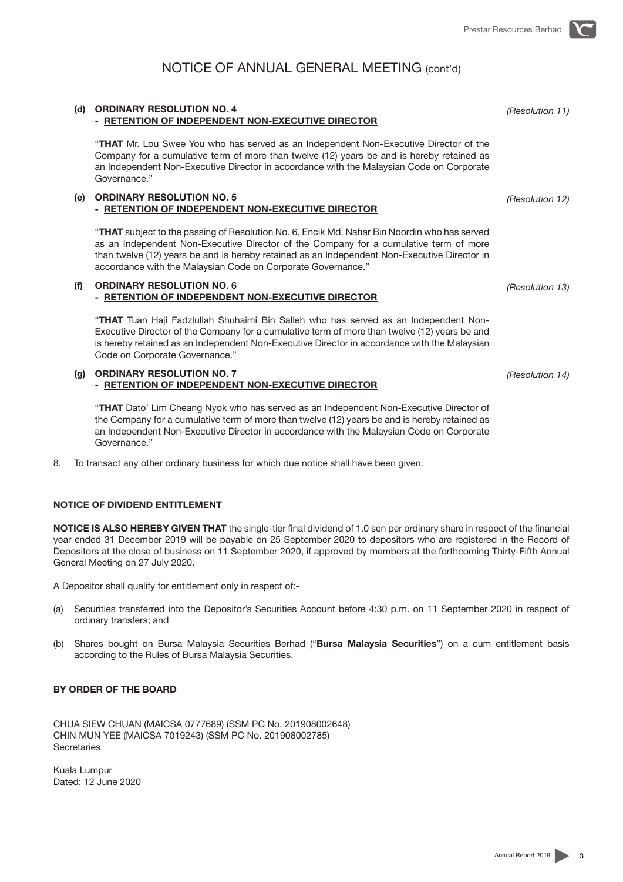# NOTICE OF ANNUAL GENERAL MEETING (cont'd)

**(d) ORDINARY RESOLUTION NO. 4**
**- RETENTION OF INDEPENDENT NON-EXECUTIVE DIRECTOR** *(Resolution 11)*

"**THAT** Mr. Lou Swee You who has served as an Independent Non-Executive Director of the Company for a cumulative term of more than twelve (12) years be and is hereby retained as an Independent Non-Executive Director in accordance with the Malaysian Code on Corporate Governance."

**(e) ORDINARY RESOLUTION NO. 5**
**- RETENTION OF INDEPENDENT NON-EXECUTIVE DIRECTOR** *(Resolution 12)*

"**THAT** subject to the passing of Resolution No. 6, Encik Md. Nahar Bin Noordin who has served as an Independent Non-Executive Director of the Company for a cumulative term of more than twelve (12) years be and is hereby retained as an Independent Non-Executive Director in accordance with the Malaysian Code on Corporate Governance."

**(f) ORDINARY RESOLUTION NO. 6**
**- RETENTION OF INDEPENDENT NON-EXECUTIVE DIRECTOR** *(Resolution 13)*

"**THAT** Tuan Haji Fadzlullah Shuhaimi Bin Salleh who has served as an Independent Non-Executive Director of the Company for a cumulative term of more than twelve (12) years be and is hereby retained as an Independent Non-Executive Director in accordance with the Malaysian Code on Corporate Governance."

**(g) ORDINARY RESOLUTION NO. 7**
**- RETENTION OF INDEPENDENT NON-EXECUTIVE DIRECTOR** *(Resolution 14)*

"**THAT** Dato' Lim Cheang Nyok who has served as an Independent Non-Executive Director of the Company for a cumulative term of more than twelve (12) years be and is hereby retained as an Independent Non-Executive Director in accordance with the Malaysian Code on Corporate Governance."

8. To transact any other ordinary business for which due notice shall have been given.

**NOTICE OF DIVIDEND ENTITLEMENT**

**NOTICE IS ALSO HEREBY GIVEN THAT** the single-tier final dividend of 1.0 sen per ordinary share in respect of the financial year ended 31 December 2019 will be payable on 25 September 2020 to depositors who are registered in the Record of Depositors at the close of business on 11 September 2020, if approved by members at the forthcoming Thirty-Fifth Annual General Meeting on 27 July 2020.

A Depositor shall qualify for entitlement only in respect of:-

(a) Securities transferred into the Depositor's Securities Account before 4:30 p.m. on 11 September 2020 in respect of ordinary transfers; and

(b) Shares bought on Bursa Malaysia Securities Berhad ("**Bursa Malaysia Securities**") on a cum entitlement basis according to the Rules of Bursa Malaysia Securities.

**BY ORDER OF THE BOARD**

CHUA SIEW CHUAN (MAICSA 0777689) (SSM PC No. 201908002648)
CHIN MUN YEE (MAICSA 7019243) (SSM PC No. 201908002785)
Secretaries

Kuala Lumpur
Dated: 12 June 2020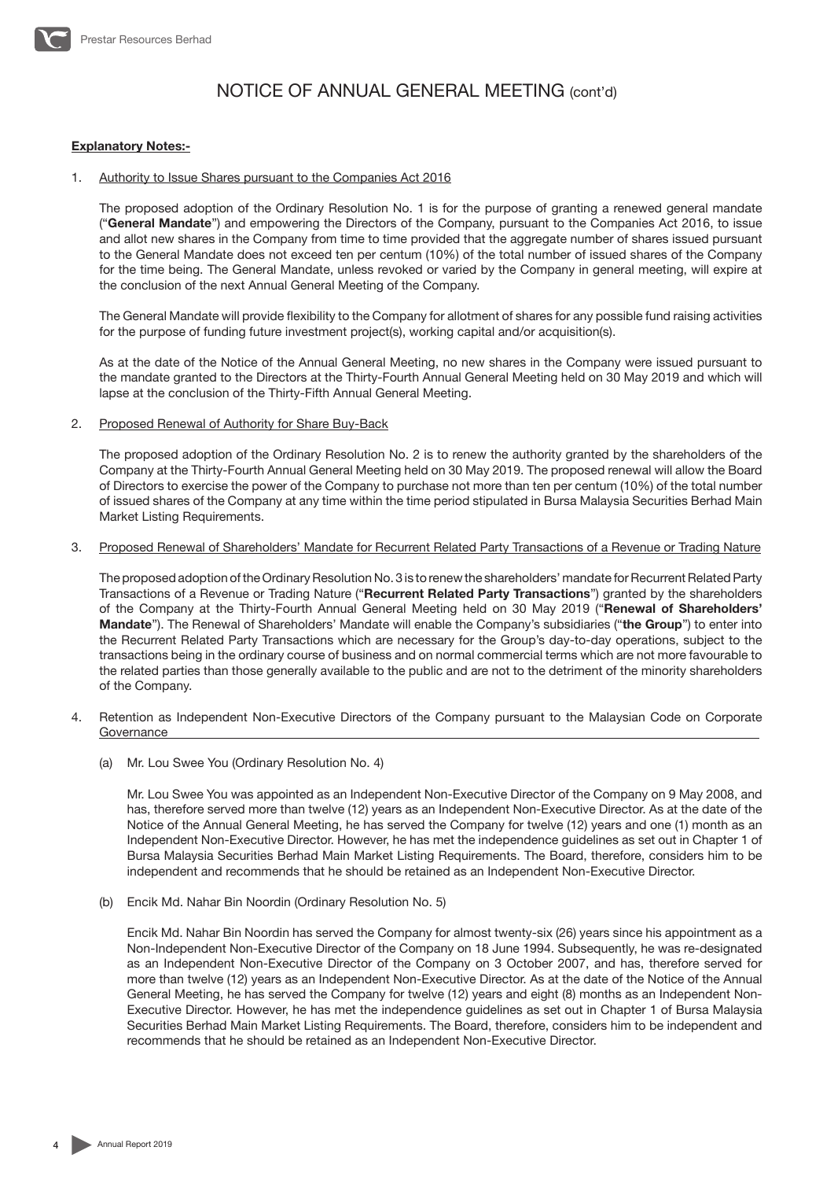# NOTICE OF ANNUAL GENERAL MEETING (cont'd)

**Explanatory Notes:-**

1. Authority to Issue Shares pursuant to the Companies Act 2016

   The proposed adoption of the Ordinary Resolution No. 1 is for the purpose of granting a renewed general mandate ("**General Mandate**") and empowering the Directors of the Company, pursuant to the Companies Act 2016, to issue and allot new shares in the Company from time to time provided that the aggregate number of shares issued pursuant to the General Mandate does not exceed ten per centum (10%) of the total number of issued shares of the Company for the time being. The General Mandate, unless revoked or varied by the Company in general meeting, will expire at the conclusion of the next Annual General Meeting of the Company.

   The General Mandate will provide flexibility to the Company for allotment of shares for any possible fund raising activities for the purpose of funding future investment project(s), working capital and/or acquisition(s).

   As at the date of the Notice of the Annual General Meeting, no new shares in the Company were issued pursuant to the mandate granted to the Directors at the Thirty-Fourth Annual General Meeting held on 30 May 2019 and which will lapse at the conclusion of the Thirty-Fifth Annual General Meeting.

2. Proposed Renewal of Authority for Share Buy-Back

   The proposed adoption of the Ordinary Resolution No. 2 is to renew the authority granted by the shareholders of the Company at the Thirty-Fourth Annual General Meeting held on 30 May 2019. The proposed renewal will allow the Board of Directors to exercise the power of the Company to purchase not more than ten per centum (10%) of the total number of issued shares of the Company at any time within the time period stipulated in Bursa Malaysia Securities Berhad Main Market Listing Requirements.

3. Proposed Renewal of Shareholders' Mandate for Recurrent Related Party Transactions of a Revenue or Trading Nature

   The proposed adoption of the Ordinary Resolution No. 3 is to renew the shareholders' mandate for Recurrent Related Party Transactions of a Revenue or Trading Nature ("**Recurrent Related Party Transactions**") granted by the shareholders of the Company at the Thirty-Fourth Annual General Meeting held on 30 May 2019 ("**Renewal of Shareholders' Mandate**"). The Renewal of Shareholders' Mandate will enable the Company's subsidiaries ("**the Group**") to enter into the Recurrent Related Party Transactions which are necessary for the Group's day-to-day operations, subject to the transactions being in the ordinary course of business and on normal commercial terms which are not more favourable to the related parties than those generally available to the public and are not to the detriment of the minority shareholders of the Company.

4. Retention as Independent Non-Executive Directors of the Company pursuant to the Malaysian Code on Corporate Governance

   (a) Mr. Lou Swee You (Ordinary Resolution No. 4)

   Mr. Lou Swee You was appointed as an Independent Non-Executive Director of the Company on 9 May 2008, and has, therefore served more than twelve (12) years as an Independent Non-Executive Director. As at the date of the Notice of the Annual General Meeting, he has served the Company for twelve (12) years and one (1) month as an Independent Non-Executive Director. However, he has met the independence guidelines as set out in Chapter 1 of Bursa Malaysia Securities Berhad Main Market Listing Requirements. The Board, therefore, considers him to be independent and recommends that he should be retained as an Independent Non-Executive Director.

   (b) Encik Md. Nahar Bin Noordin (Ordinary Resolution No. 5)

   Encik Md. Nahar Bin Noordin has served the Company for almost twenty-six (26) years since his appointment as a Non-Independent Non-Executive Director of the Company on 18 June 1994. Subsequently, he was re-designated as an Independent Non-Executive Director of the Company on 3 October 2007, and has, therefore served for more than twelve (12) years as an Independent Non-Executive Director. As at the date of the Notice of the Annual General Meeting, he has served the Company for twelve (12) years and eight (8) months as an Independent Non-Executive Director. However, he has met the independence guidelines as set out in Chapter 1 of Bursa Malaysia Securities Berhad Main Market Listing Requirements. The Board, therefore, considers him to be independent and recommends that he should be retained as an Independent Non-Executive Director.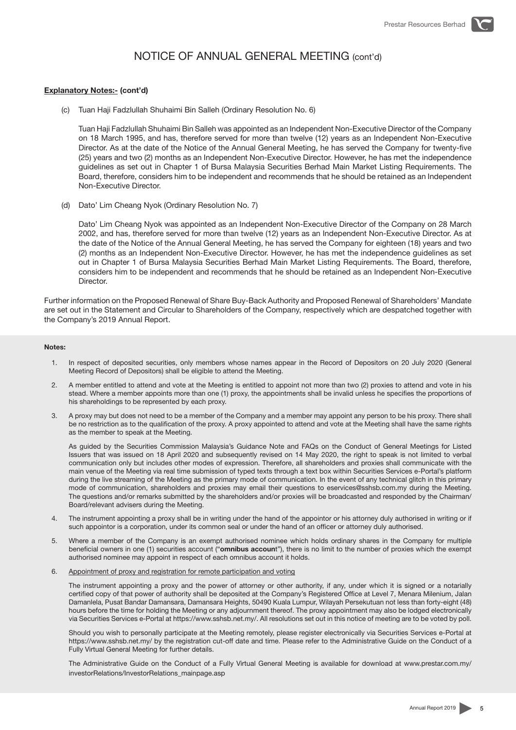# NOTICE OF ANNUAL GENERAL MEETING (cont'd)

**Explanatory Notes:- (cont'd)**

(c) Tuan Haji Fadzlullah Shuhaimi Bin Salleh (Ordinary Resolution No. 6)

Tuan Haji Fadzlullah Shuhaimi Bin Salleh was appointed as an Independent Non-Executive Director of the Company on 18 March 1995, and has, therefore served for more than twelve (12) years as an Independent Non-Executive Director. As at the date of the Notice of the Annual General Meeting, he has served the Company for twenty-five (25) years and two (2) months as an Independent Non-Executive Director. However, he has met the independence guidelines as set out in Chapter 1 of Bursa Malaysia Securities Berhad Main Market Listing Requirements. The Board, therefore, considers him to be independent and recommends that he should be retained as an Independent Non-Executive Director.

(d) Dato' Lim Cheang Nyok (Ordinary Resolution No. 7)

Dato' Lim Cheang Nyok was appointed as an Independent Non-Executive Director of the Company on 28 March 2002, and has, therefore served for more than twelve (12) years as an Independent Non-Executive Director. As at the date of the Notice of the Annual General Meeting, he has served the Company for eighteen (18) years and two (2) months as an Independent Non-Executive Director. However, he has met the independence guidelines as set out in Chapter 1 of Bursa Malaysia Securities Berhad Main Market Listing Requirements. The Board, therefore, considers him to be independent and recommends that he should be retained as an Independent Non-Executive Director.

Further information on the Proposed Renewal of Share Buy-Back Authority and Proposed Renewal of Shareholders' Mandate are set out in the Statement and Circular to Shareholders of the Company, respectively which are despatched together with the Company's 2019 Annual Report.

**Notes:**

1. In respect of deposited securities, only members whose names appear in the Record of Depositors on 20 July 2020 (General Meeting Record of Depositors) shall be eligible to attend the Meeting.

2. A member entitled to attend and vote at the Meeting is entitled to appoint not more than two (2) proxies to attend and vote in his stead. Where a member appoints more than one (1) proxy, the appointments shall be invalid unless he specifies the proportions of his shareholdings to be represented by each proxy.

3. A proxy may but does not need to be a member of the Company and a member may appoint any person to be his proxy. There shall be no restriction as to the qualification of the proxy. A proxy appointed to attend and vote at the Meeting shall have the same rights as the member to speak at the Meeting.

   As guided by the Securities Commission Malaysia's Guidance Note and FAQs on the Conduct of General Meetings for Listed Issuers that was issued on 18 April 2020 and subsequently revised on 14 May 2020, the right to speak is not limited to verbal communication only but includes other modes of expression. Therefore, all shareholders and proxies shall communicate with the main venue of the Meeting via real time submission of typed texts through a text box within Securities Services e-Portal's platform during the live streaming of the Meeting as the primary mode of communication. In the event of any technical glitch in this primary mode of communication, shareholders and proxies may email their questions to eservices@sshsb.com.my during the Meeting. The questions and/or remarks submitted by the shareholders and/or proxies will be broadcasted and responded by the Chairman/Board/relevant advisers during the Meeting.

4. The instrument appointing a proxy shall be in writing under the hand of the appointor or his attorney duly authorised in writing or if such appointor is a corporation, under its common seal or under the hand of an officer or attorney duly authorised.

5. Where a member of the Company is an exempt authorised nominee which holds ordinary shares in the Company for multiple beneficial owners in one (1) securities account ("**omnibus account**"), there is no limit to the number of proxies which the exempt authorised nominee may appoint in respect of each omnibus account it holds.

6. Appointment of proxy and registration for remote participation and voting

   The instrument appointing a proxy and the power of attorney or other authority, if any, under which it is signed or a notarially certified copy of that power of authority shall be deposited at the Company's Registered Office at Level 7, Menara Milenium, Jalan Damanlela, Pusat Bandar Damansara, Damansara Heights, 50490 Kuala Lumpur, Wilayah Persekutuan not less than forty-eight (48) hours before the time for holding the Meeting or any adjournment thereof. The proxy appointment may also be lodged electronically via Securities Services e-Portal at https://www.sshsb.net.my/. All resolutions set out in this notice of meeting are to be voted by poll.

   Should you wish to personally participate at the Meeting remotely, please register electronically via Securities Services e-Portal at https://www.sshsb.net.my/ by the registration cut-off date and time. Please refer to the Administrative Guide on the Conduct of a Fully Virtual General Meeting for further details.

   The Administrative Guide on the Conduct of a Fully Virtual General Meeting is available for download at www.prestar.com.my/investorRelations/InvestorRelations_mainpage.asp